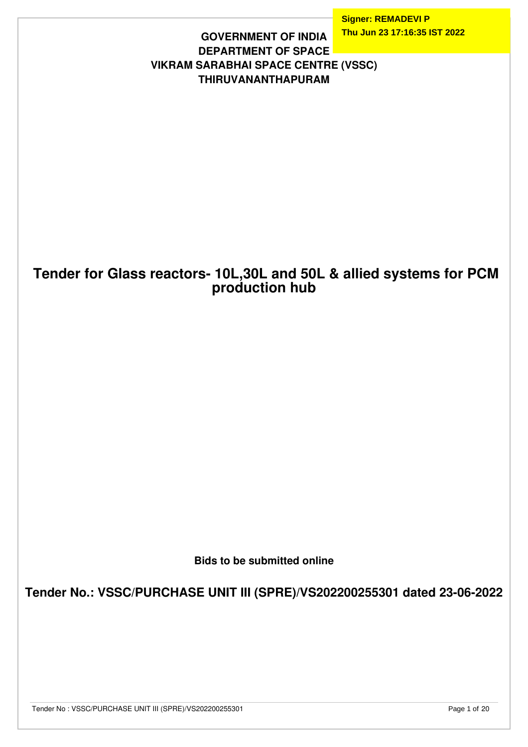Signer: REMADEVI P
Thu Jun 23 17:16:35 IST 2022

**GOVERNMENT OF INDIA**
**DEPARTMENT OF SPACE**
**VIKRAM SARABHAI SPACE CENTRE (VSSC)**
**THIRUVANANTHAPURAM**

# Tender for Glass reactors- 10L,30L and 50L & allied systems for PCM production hub

**Bids to be submitted online**

## Tender No.: VSSC/PURCHASE UNIT III (SPRE)/VS202200255301 dated 23-06-2022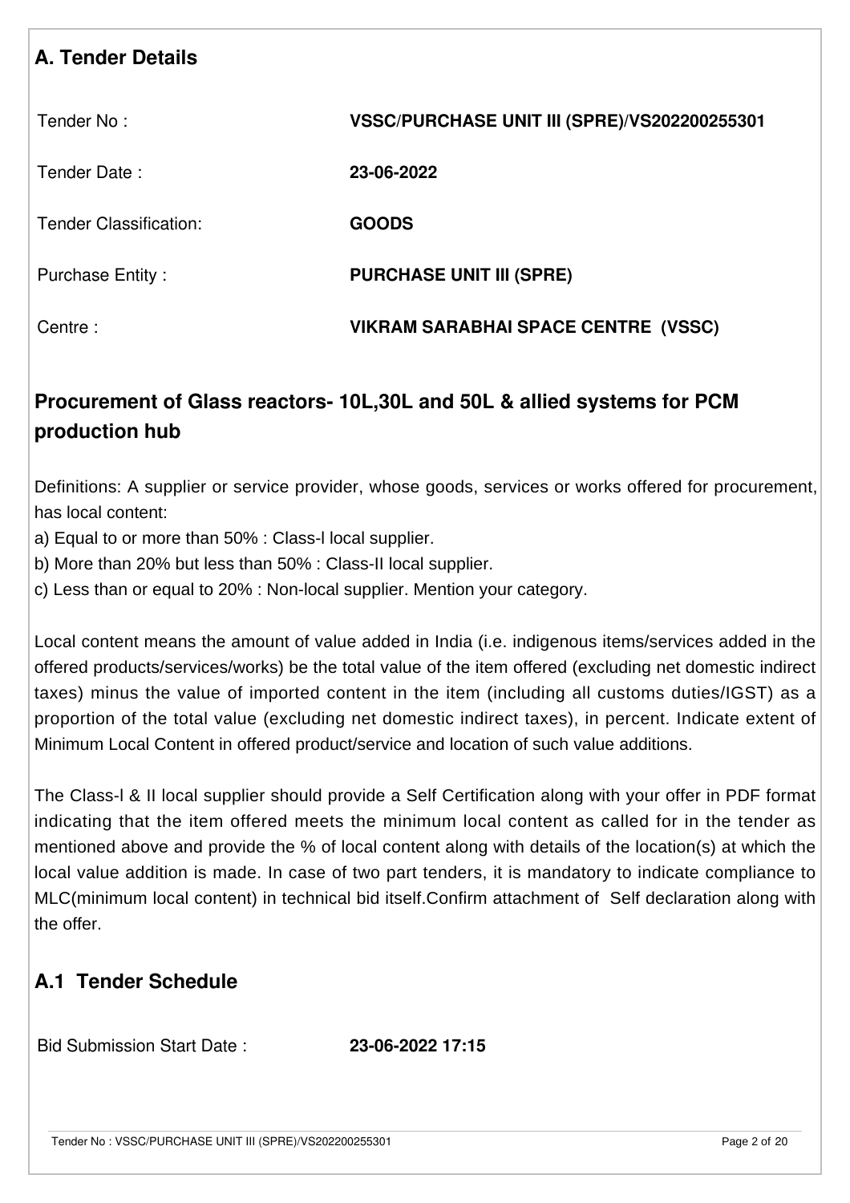## A. Tender Details

| | |
|---|---|
| Tender No : | **VSSC/PURCHASE UNIT III (SPRE)/VS202200255301** |
| Tender Date : | **23-06-2022** |
| Tender Classification: | **GOODS** |
| Purchase Entity : | **PURCHASE UNIT III (SPRE)** |
| Centre : | **VIKRAM SARABHAI SPACE CENTRE (VSSC)** |

## Procurement of Glass reactors- 10L,30L and 50L & allied systems for PCM production hub

Definitions: A supplier or service provider, whose goods, services or works offered for procurement, has local content:

a) Equal to or more than 50% : Class-l local supplier.

b) More than 20% but less than 50% : Class-II local supplier.

c) Less than or equal to 20% : Non-local supplier. Mention your category.

Local content means the amount of value added in India (i.e. indigenous items/services added in the offered products/services/works) be the total value of the item offered (excluding net domestic indirect taxes) minus the value of imported content in the item (including all customs duties/IGST) as a proportion of the total value (excluding net domestic indirect taxes), in percent. Indicate extent of Minimum Local Content in offered product/service and location of such value additions.

The Class-l & II local supplier should provide a Self Certification along with your offer in PDF format indicating that the item offered meets the minimum local content as called for in the tender as mentioned above and provide the % of local content along with details of the location(s) at which the local value addition is made. In case of two part tenders, it is mandatory to indicate compliance to MLC(minimum local content) in technical bid itself.Confirm attachment of Self declaration along with the offer.

## A.1 Tender Schedule

| | |
|---|---|
| Bid Submission Start Date : | **23-06-2022 17:15** |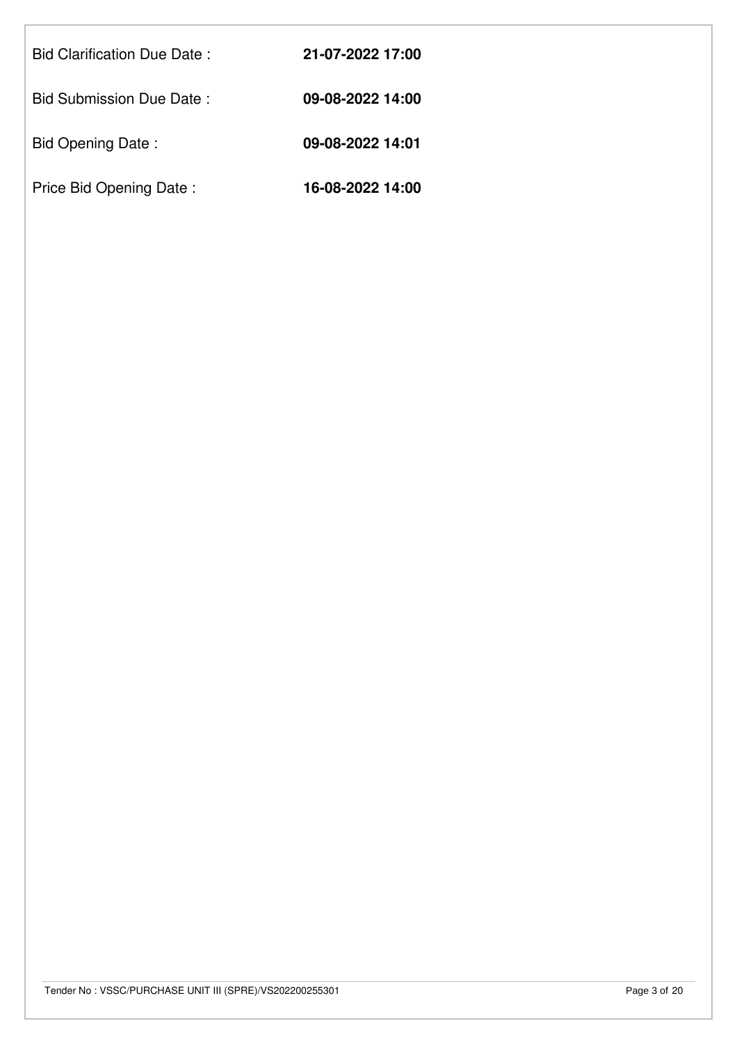| | |
|---|---|
| Bid Clarification Due Date : | **21-07-2022 17:00** |
| Bid Submission Due Date : | **09-08-2022 14:00** |
| Bid Opening Date : | **09-08-2022 14:01** |
| Price Bid Opening Date : | **16-08-2022 14:00** |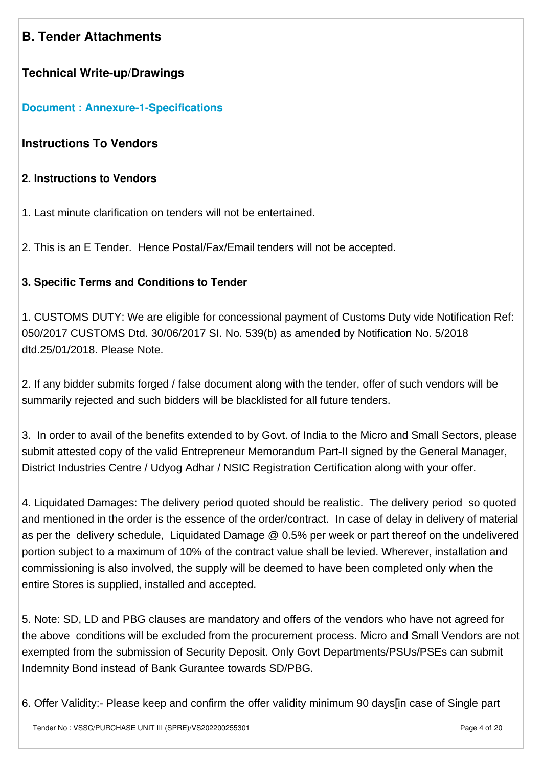## B. Tender Attachments

### Technical Write-up/Drawings

**Document : Annexure-1-Specifications**

### Instructions To Vendors

#### 2. Instructions to Vendors

1. Last minute clarification on tenders will not be entertained.

2. This is an E Tender. Hence Postal/Fax/Email tenders will not be accepted.

#### 3. Specific Terms and Conditions to Tender

1. CUSTOMS DUTY: We are eligible for concessional payment of Customs Duty vide Notification Ref: 050/2017 CUSTOMS Dtd. 30/06/2017 SI. No. 539(b) as amended by Notification No. 5/2018 dtd.25/01/2018. Please Note.

2. If any bidder submits forged / false document along with the tender, offer of such vendors will be summarily rejected and such bidders will be blacklisted for all future tenders.

3. In order to avail of the benefits extended to by Govt. of India to the Micro and Small Sectors, please submit attested copy of the valid Entrepreneur Memorandum Part-II signed by the General Manager, District Industries Centre / Udyog Adhar / NSIC Registration Certification along with your offer.

4. Liquidated Damages: The delivery period quoted should be realistic. The delivery period so quoted and mentioned in the order is the essence of the order/contract. In case of delay in delivery of material as per the delivery schedule, Liquidated Damage @ 0.5% per week or part thereof on the undelivered portion subject to a maximum of 10% of the contract value shall be levied. Wherever, installation and commissioning is also involved, the supply will be deemed to have been completed only when the entire Stores is supplied, installed and accepted.

5. Note: SD, LD and PBG clauses are mandatory and offers of the vendors who have not agreed for the above conditions will be excluded from the procurement process. Micro and Small Vendors are not exempted from the submission of Security Deposit. Only Govt Departments/PSUs/PSEs can submit Indemnity Bond instead of Bank Gurantee towards SD/PBG.

6. Offer Validity:- Please keep and confirm the offer validity minimum 90 days[in case of Single part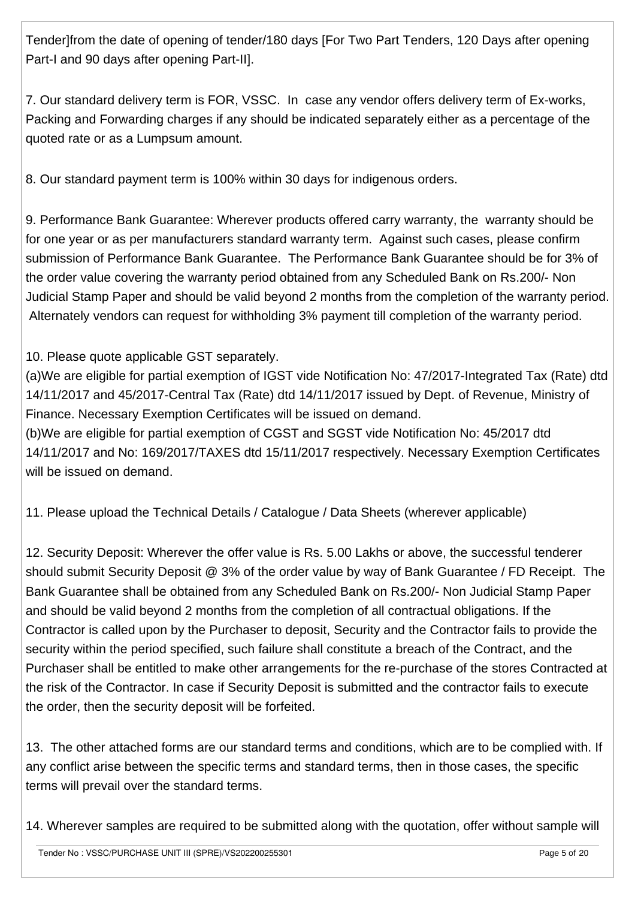Tender]from the date of opening of tender/180 days [For Two Part Tenders, 120 Days after opening Part-I and 90 days after opening Part-II].

7. Our standard delivery term is FOR, VSSC. In case any vendor offers delivery term of Ex-works, Packing and Forwarding charges if any should be indicated separately either as a percentage of the quoted rate or as a Lumpsum amount.

8. Our standard payment term is 100% within 30 days for indigenous orders.

9. Performance Bank Guarantee: Wherever products offered carry warranty, the warranty should be for one year or as per manufacturers standard warranty term. Against such cases, please confirm submission of Performance Bank Guarantee. The Performance Bank Guarantee should be for 3% of the order value covering the warranty period obtained from any Scheduled Bank on Rs.200/- Non Judicial Stamp Paper and should be valid beyond 2 months from the completion of the warranty period. Alternately vendors can request for withholding 3% payment till completion of the warranty period.

10. Please quote applicable GST separately.
(a)We are eligible for partial exemption of IGST vide Notification No: 47/2017-Integrated Tax (Rate) dtd 14/11/2017 and 45/2017-Central Tax (Rate) dtd 14/11/2017 issued by Dept. of Revenue, Ministry of Finance. Necessary Exemption Certificates will be issued on demand.
(b)We are eligible for partial exemption of CGST and SGST vide Notification No: 45/2017 dtd 14/11/2017 and No: 169/2017/TAXES dtd 15/11/2017 respectively. Necessary Exemption Certificates will be issued on demand.

11. Please upload the Technical Details / Catalogue / Data Sheets (wherever applicable)

12. Security Deposit: Wherever the offer value is Rs. 5.00 Lakhs or above, the successful tenderer should submit Security Deposit @ 3% of the order value by way of Bank Guarantee / FD Receipt. The Bank Guarantee shall be obtained from any Scheduled Bank on Rs.200/- Non Judicial Stamp Paper and should be valid beyond 2 months from the completion of all contractual obligations. If the Contractor is called upon by the Purchaser to deposit, Security and the Contractor fails to provide the security within the period specified, such failure shall constitute a breach of the Contract, and the Purchaser shall be entitled to make other arrangements for the re-purchase of the stores Contracted at the risk of the Contractor. In case if Security Deposit is submitted and the contractor fails to execute the order, then the security deposit will be forfeited.

13. The other attached forms are our standard terms and conditions, which are to be complied with. If any conflict arise between the specific terms and standard terms, then in those cases, the specific terms will prevail over the standard terms.

14. Wherever samples are required to be submitted along with the quotation, offer without sample will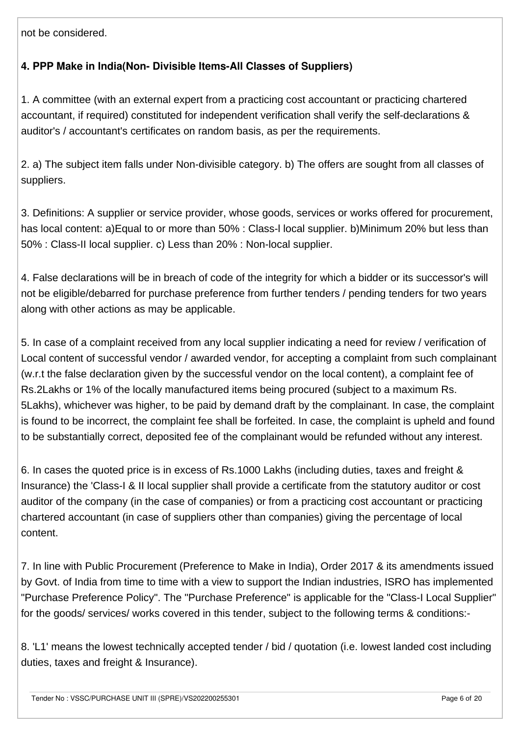not be considered.

**4. PPP Make in India(Non- Divisible Items-All Classes of Suppliers)**

1. A committee (with an external expert from a practicing cost accountant or practicing chartered accountant, if required) constituted for independent verification shall verify the self-declarations & auditor's / accountant's certificates on random basis, as per the requirements.

2. a) The subject item falls under Non-divisible category. b) The offers are sought from all classes of suppliers.

3. Definitions: A supplier or service provider, whose goods, services or works offered for procurement, has local content: a)Equal to or more than 50% : Class-l local supplier. b)Minimum 20% but less than 50% : Class-II local supplier. c) Less than 20% : Non-local supplier.

4. False declarations will be in breach of code of the integrity for which a bidder or its successor's will not be eligible/debarred for purchase preference from further tenders / pending tenders for two years along with other actions as may be applicable.

5. In case of a complaint received from any local supplier indicating a need for review / verification of Local content of successful vendor / awarded vendor, for accepting a complaint from such complainant (w.r.t the false declaration given by the successful vendor on the local content), a complaint fee of Rs.2Lakhs or 1% of the locally manufactured items being procured (subject to a maximum Rs. 5Lakhs), whichever was higher, to be paid by demand draft by the complainant. In case, the complaint is found to be incorrect, the complaint fee shall be forfeited. In case, the complaint is upheld and found to be substantially correct, deposited fee of the complainant would be refunded without any interest.

6. In cases the quoted price is in excess of Rs.1000 Lakhs (including duties, taxes and freight & Insurance) the 'Class-I & II local supplier shall provide a certificate from the statutory auditor or cost auditor of the company (in the case of companies) or from a practicing cost accountant or practicing chartered accountant (in case of suppliers other than companies) giving the percentage of local content.

7. In line with Public Procurement (Preference to Make in India), Order 2017 & its amendments issued by Govt. of India from time to time with a view to support the Indian industries, ISRO has implemented "Purchase Preference Policy". The "Purchase Preference" is applicable for the "Class-I Local Supplier" for the goods/ services/ works covered in this tender, subject to the following terms & conditions:-

8. 'L1' means the lowest technically accepted tender / bid / quotation (i.e. lowest landed cost including duties, taxes and freight & Insurance).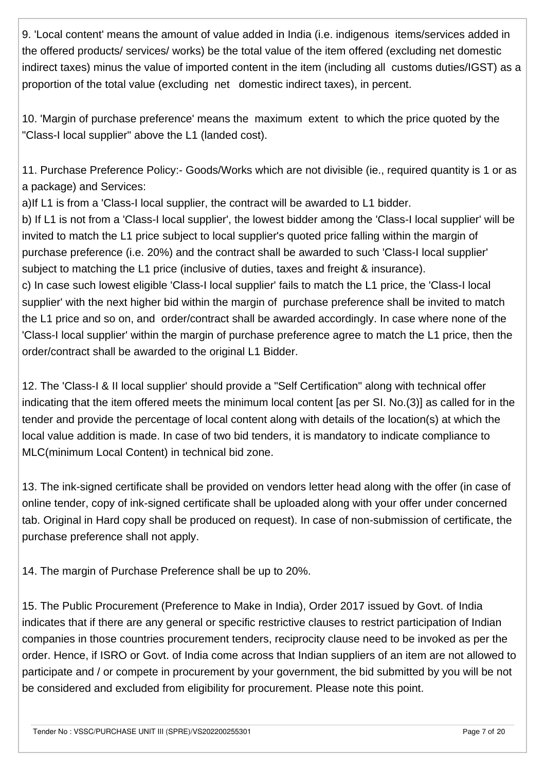9. 'Local content' means the amount of value added in India (i.e. indigenous items/services added in the offered products/ services/ works) be the total value of the item offered (excluding net domestic indirect taxes) minus the value of imported content in the item (including all customs duties/IGST) as a proportion of the total value (excluding net domestic indirect taxes), in percent.

10. 'Margin of purchase preference' means the maximum extent to which the price quoted by the "Class-I local supplier" above the L1 (landed cost).

11. Purchase Preference Policy:- Goods/Works which are not divisible (ie., required quantity is 1 or as a package) and Services:
a)If L1 is from a 'Class-I local supplier, the contract will be awarded to L1 bidder.
b) If L1 is not from a 'Class-I local supplier', the lowest bidder among the 'Class-I local supplier' will be invited to match the L1 price subject to local supplier's quoted price falling within the margin of purchase preference (i.e. 20%) and the contract shall be awarded to such 'Class-I local supplier' subject to matching the L1 price (inclusive of duties, taxes and freight & insurance).
c) In case such lowest eligible 'Class-I local supplier' fails to match the L1 price, the 'Class-I local supplier' with the next higher bid within the margin of purchase preference shall be invited to match the L1 price and so on, and order/contract shall be awarded accordingly. In case where none of the 'Class-I local supplier' within the margin of purchase preference agree to match the L1 price, then the order/contract shall be awarded to the original L1 Bidder.

12. The 'Class-I & II local supplier' should provide a "Self Certification" along with technical offer indicating that the item offered meets the minimum local content [as per SI. No.(3)] as called for in the tender and provide the percentage of local content along with details of the location(s) at which the local value addition is made. In case of two bid tenders, it is mandatory to indicate compliance to MLC(minimum Local Content) in technical bid zone.

13. The ink-signed certificate shall be provided on vendors letter head along with the offer (in case of online tender, copy of ink-signed certificate shall be uploaded along with your offer under concerned tab. Original in Hard copy shall be produced on request). In case of non-submission of certificate, the purchase preference shall not apply.

14. The margin of Purchase Preference shall be up to 20%.

15. The Public Procurement (Preference to Make in India), Order 2017 issued by Govt. of India indicates that if there are any general or specific restrictive clauses to restrict participation of Indian companies in those countries procurement tenders, reciprocity clause need to be invoked as per the order. Hence, if ISRO or Govt. of India come across that Indian suppliers of an item are not allowed to participate and / or compete in procurement by your government, the bid submitted by you will be not be considered and excluded from eligibility for procurement. Please note this point.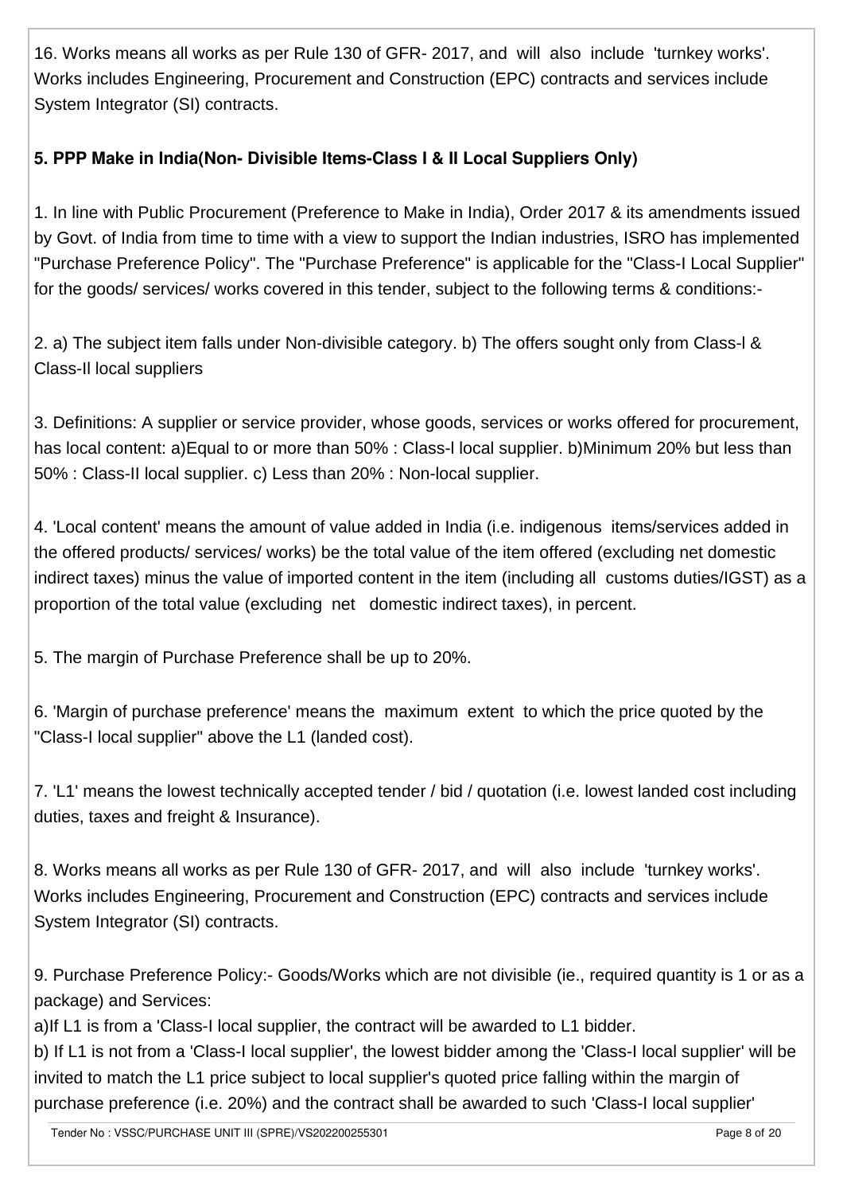16. Works means all works as per Rule 130 of GFR- 2017, and will also include 'turnkey works'. Works includes Engineering, Procurement and Construction (EPC) contracts and services include System Integrator (SI) contracts.

**5. PPP Make in India(Non- Divisible Items-Class I & II Local Suppliers Only)**

1. In line with Public Procurement (Preference to Make in India), Order 2017 & its amendments issued by Govt. of India from time to time with a view to support the Indian industries, ISRO has implemented "Purchase Preference Policy". The "Purchase Preference" is applicable for the "Class-I Local Supplier" for the goods/ services/ works covered in this tender, subject to the following terms & conditions:-

2. a) The subject item falls under Non-divisible category. b) The offers sought only from Class-I & Class-II local suppliers

3. Definitions: A supplier or service provider, whose goods, services or works offered for procurement, has local content: a)Equal to or more than 50% : Class-I local supplier. b)Minimum 20% but less than 50% : Class-II local supplier. c) Less than 20% : Non-local supplier.

4. 'Local content' means the amount of value added in India (i.e. indigenous items/services added in the offered products/ services/ works) be the total value of the item offered (excluding net domestic indirect taxes) minus the value of imported content in the item (including all customs duties/IGST) as a proportion of the total value (excluding net domestic indirect taxes), in percent.

5. The margin of Purchase Preference shall be up to 20%.

6. 'Margin of purchase preference' means the maximum extent to which the price quoted by the "Class-I local supplier" above the L1 (landed cost).

7. 'L1' means the lowest technically accepted tender / bid / quotation (i.e. lowest landed cost including duties, taxes and freight & Insurance).

8. Works means all works as per Rule 130 of GFR- 2017, and will also include 'turnkey works'. Works includes Engineering, Procurement and Construction (EPC) contracts and services include System Integrator (SI) contracts.

9. Purchase Preference Policy:- Goods/Works which are not divisible (ie., required quantity is 1 or as a package) and Services:

a)If L1 is from a 'Class-I local supplier, the contract will be awarded to L1 bidder.

b) If L1 is not from a 'Class-I local supplier', the lowest bidder among the 'Class-I local supplier' will be invited to match the L1 price subject to local supplier's quoted price falling within the margin of purchase preference (i.e. 20%) and the contract shall be awarded to such 'Class-I local supplier'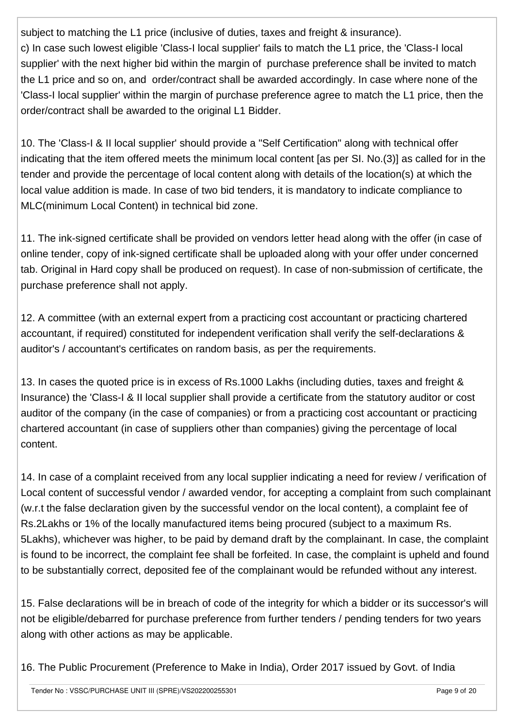subject to matching the L1 price (inclusive of duties, taxes and freight & insurance).

c) In case such lowest eligible 'Class-I local supplier' fails to match the L1 price, the 'Class-I local supplier' with the next higher bid within the margin of purchase preference shall be invited to match the L1 price and so on, and order/contract shall be awarded accordingly. In case where none of the 'Class-I local supplier' within the margin of purchase preference agree to match the L1 price, then the order/contract shall be awarded to the original L1 Bidder.

10. The 'Class-I & II local supplier' should provide a "Self Certification" along with technical offer indicating that the item offered meets the minimum local content [as per SI. No.(3)] as called for in the tender and provide the percentage of local content along with details of the location(s) at which the local value addition is made. In case of two bid tenders, it is mandatory to indicate compliance to MLC(minimum Local Content) in technical bid zone.

11. The ink-signed certificate shall be provided on vendors letter head along with the offer (in case of online tender, copy of ink-signed certificate shall be uploaded along with your offer under concerned tab. Original in Hard copy shall be produced on request). In case of non-submission of certificate, the purchase preference shall not apply.

12. A committee (with an external expert from a practicing cost accountant or practicing chartered accountant, if required) constituted for independent verification shall verify the self-declarations & auditor's / accountant's certificates on random basis, as per the requirements.

13. In cases the quoted price is in excess of Rs.1000 Lakhs (including duties, taxes and freight & Insurance) the 'Class-I & II local supplier shall provide a certificate from the statutory auditor or cost auditor of the company (in the case of companies) or from a practicing cost accountant or practicing chartered accountant (in case of suppliers other than companies) giving the percentage of local content.

14. In case of a complaint received from any local supplier indicating a need for review / verification of Local content of successful vendor / awarded vendor, for accepting a complaint from such complainant (w.r.t the false declaration given by the successful vendor on the local content), a complaint fee of Rs.2Lakhs or 1% of the locally manufactured items being procured (subject to a maximum Rs. 5Lakhs), whichever was higher, to be paid by demand draft by the complainant. In case, the complaint is found to be incorrect, the complaint fee shall be forfeited. In case, the complaint is upheld and found to be substantially correct, deposited fee of the complainant would be refunded without any interest.

15. False declarations will be in breach of code of the integrity for which a bidder or its successor's will not be eligible/debarred for purchase preference from further tenders / pending tenders for two years along with other actions as may be applicable.

16. The Public Procurement (Preference to Make in India), Order 2017 issued by Govt. of India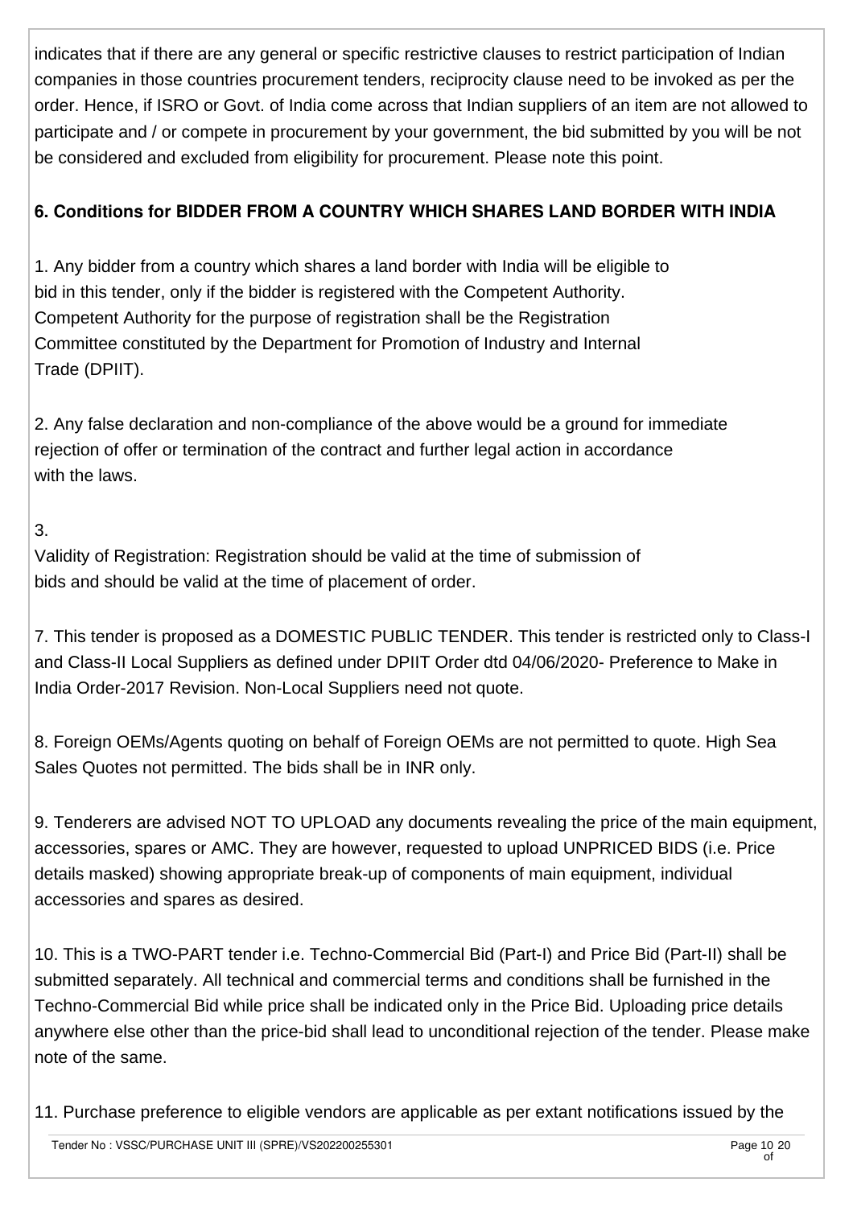indicates that if there are any general or specific restrictive clauses to restrict participation of Indian companies in those countries procurement tenders, reciprocity clause need to be invoked as per the order. Hence, if ISRO or Govt. of India come across that Indian suppliers of an item are not allowed to participate and / or compete in procurement by your government, the bid submitted by you will be not be considered and excluded from eligibility for procurement. Please note this point.

**6. Conditions for BIDDER FROM A COUNTRY WHICH SHARES LAND BORDER WITH INDIA**

1. Any bidder from a country which shares a land border with India will be eligible to bid in this tender, only if the bidder is registered with the Competent Authority. Competent Authority for the purpose of registration shall be the Registration Committee constituted by the Department for Promotion of Industry and Internal Trade (DPIIT).

2. Any false declaration and non-compliance of the above would be a ground for immediate rejection of offer or termination of the contract and further legal action in accordance with the laws.

3.
Validity of Registration: Registration should be valid at the time of submission of bids and should be valid at the time of placement of order.

7. This tender is proposed as a DOMESTIC PUBLIC TENDER. This tender is restricted only to Class-I and Class-II Local Suppliers as defined under DPIIT Order dtd 04/06/2020- Preference to Make in India Order-2017 Revision. Non-Local Suppliers need not quote.

8. Foreign OEMs/Agents quoting on behalf of Foreign OEMs are not permitted to quote. High Sea Sales Quotes not permitted. The bids shall be in INR only.

9. Tenderers are advised NOT TO UPLOAD any documents revealing the price of the main equipment, accessories, spares or AMC. They are however, requested to upload UNPRICED BIDS (i.e. Price details masked) showing appropriate break-up of components of main equipment, individual accessories and spares as desired.

10. This is a TWO-PART tender i.e. Techno-Commercial Bid (Part-I) and Price Bid (Part-II) shall be submitted separately. All technical and commercial terms and conditions shall be furnished in the Techno-Commercial Bid while price shall be indicated only in the Price Bid. Uploading price details anywhere else other than the price-bid shall lead to unconditional rejection of the tender. Please make note of the same.

11. Purchase preference to eligible vendors are applicable as per extant notifications issued by the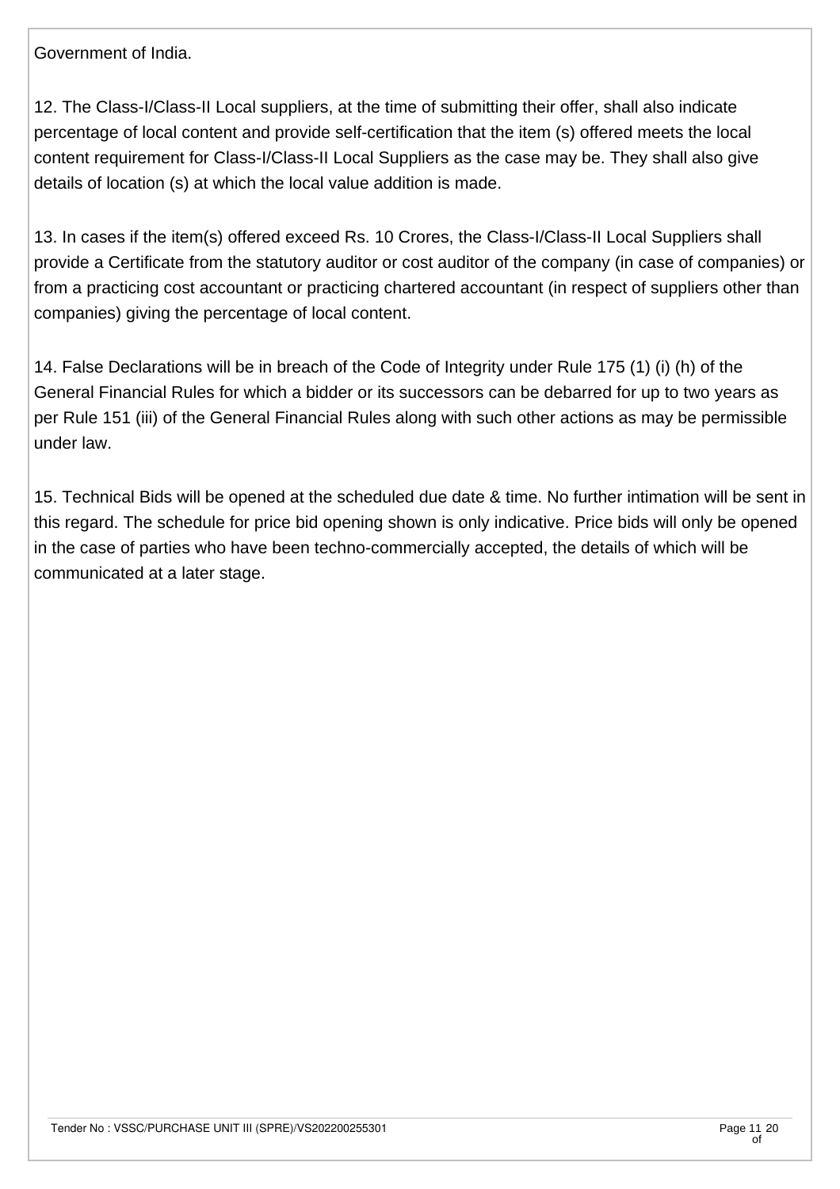Government of India.

12. The Class-I/Class-II Local suppliers, at the time of submitting their offer, shall also indicate percentage of local content and provide self-certification that the item (s) offered meets the local content requirement for Class-I/Class-II Local Suppliers as the case may be. They shall also give details of location (s) at which the local value addition is made.

13. In cases if the item(s) offered exceed Rs. 10 Crores, the Class-I/Class-II Local Suppliers shall provide a Certificate from the statutory auditor or cost auditor of the company (in case of companies) or from a practicing cost accountant or practicing chartered accountant (in respect of suppliers other than companies) giving the percentage of local content.

14. False Declarations will be in breach of the Code of Integrity under Rule 175 (1) (i) (h) of the General Financial Rules for which a bidder or its successors can be debarred for up to two years as per Rule 151 (iii) of the General Financial Rules along with such other actions as may be permissible under law.

15. Technical Bids will be opened at the scheduled due date & time. No further intimation will be sent in this regard. The schedule for price bid opening shown is only indicative. Price bids will only be opened in the case of parties who have been techno-commercially accepted, the details of which will be communicated at a later stage.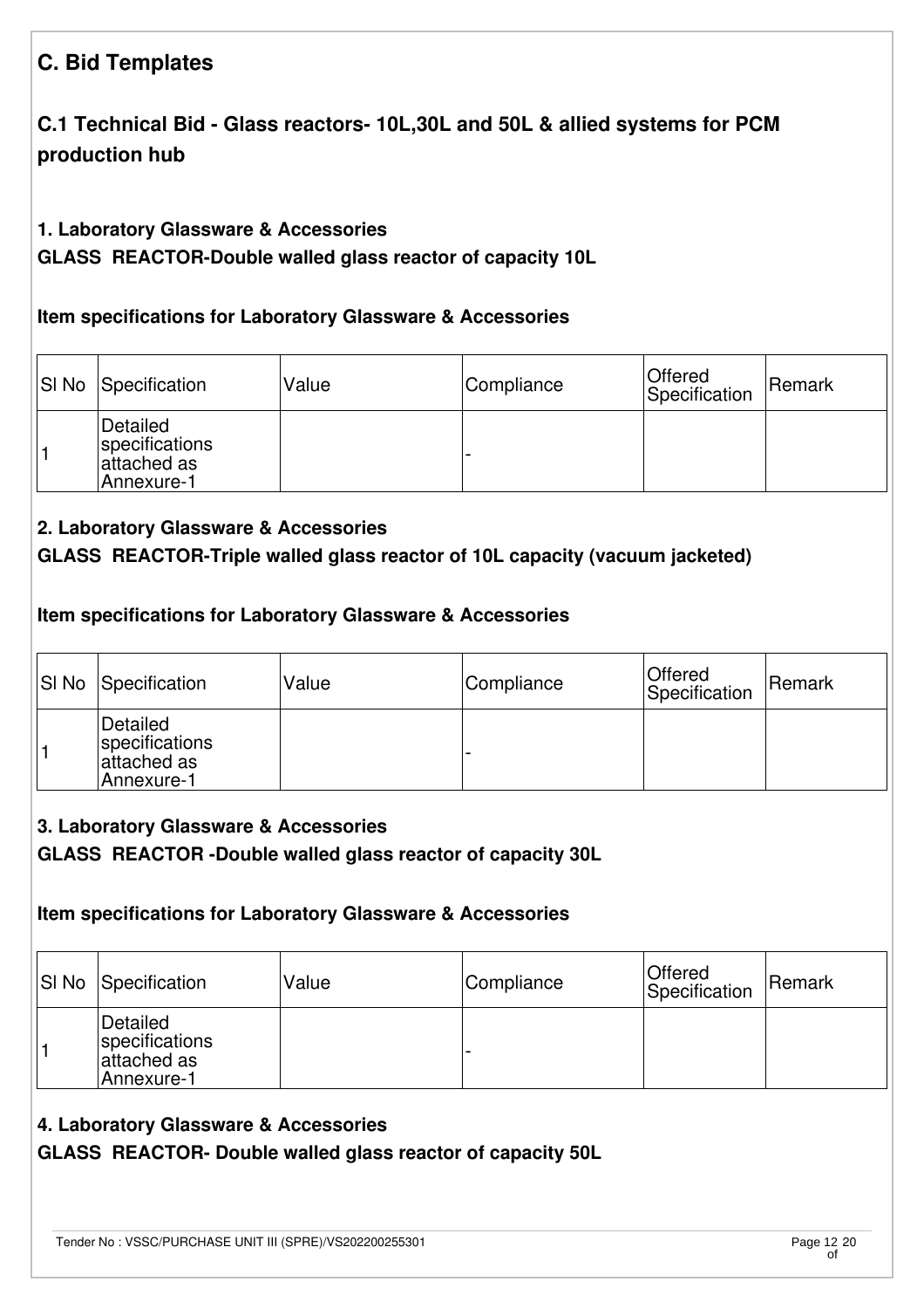## C. Bid Templates

## C.1 Technical Bid - Glass reactors- 10L,30L and 50L & allied systems for PCM production hub

### 1. Laboratory Glassware & Accessories

**GLASS REACTOR-Double walled glass reactor of capacity 10L**

**Item specifications for Laboratory Glassware & Accessories**

| Sl No | Specification | Value | Compliance | Offered Specification | Remark |
|---|---|---|---|---|---|
| 1 | Detailed specifications attached as Annexure-1 | | - | | |

### 2. Laboratory Glassware & Accessories

**GLASS REACTOR-Triple walled glass reactor of 10L capacity (vacuum jacketed)**

**Item specifications for Laboratory Glassware & Accessories**

| Sl No | Specification | Value | Compliance | Offered Specification | Remark |
|---|---|---|---|---|---|
| 1 | Detailed specifications attached as Annexure-1 | | - | | |

### 3. Laboratory Glassware & Accessories

**GLASS REACTOR -Double walled glass reactor of capacity 30L**

**Item specifications for Laboratory Glassware & Accessories**

| Sl No | Specification | Value | Compliance | Offered Specification | Remark |
|---|---|---|---|---|---|
| 1 | Detailed specifications attached as Annexure-1 | | - | | |

### 4. Laboratory Glassware & Accessories

**GLASS REACTOR- Double walled glass reactor of capacity 50L**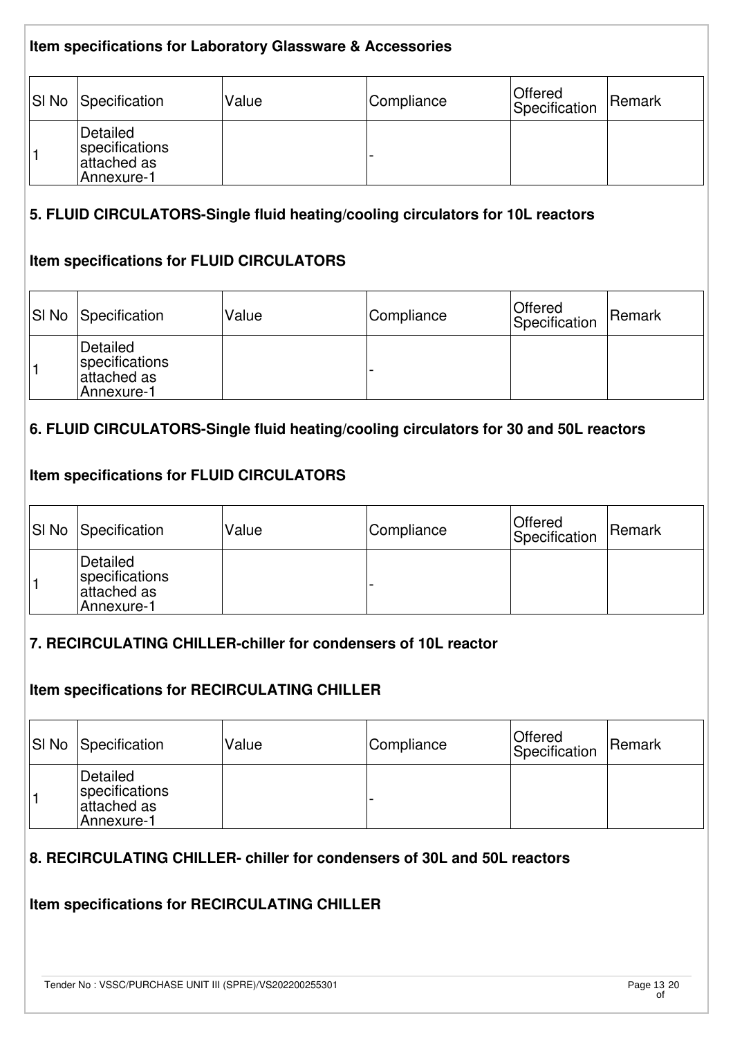### Item specifications for Laboratory Glassware & Accessories

| Sl No | Specification | Value | Compliance | Offered Specification | Remark |
|---|---|---|---|---|---|
| 1 | Detailed specifications attached as Annexure-1 | | - | | |

### 5. FLUID CIRCULATORS-Single fluid heating/cooling circulators for 10L reactors

### Item specifications for FLUID CIRCULATORS

| Sl No | Specification | Value | Compliance | Offered Specification | Remark |
|---|---|---|---|---|---|
| 1 | Detailed specifications attached as Annexure-1 | | - | | |

### 6. FLUID CIRCULATORS-Single fluid heating/cooling circulators for 30 and 50L reactors

### Item specifications for FLUID CIRCULATORS

| Sl No | Specification | Value | Compliance | Offered Specification | Remark |
|---|---|---|---|---|---|
| 1 | Detailed specifications attached as Annexure-1 | | - | | |

### 7. RECIRCULATING CHILLER-chiller for condensers of 10L reactor

### Item specifications for RECIRCULATING CHILLER

| Sl No | Specification | Value | Compliance | Offered Specification | Remark |
|---|---|---|---|---|---|
| 1 | Detailed specifications attached as Annexure-1 | | - | | |

### 8. RECIRCULATING CHILLER- chiller for condensers of 30L and 50L reactors

### Item specifications for RECIRCULATING CHILLER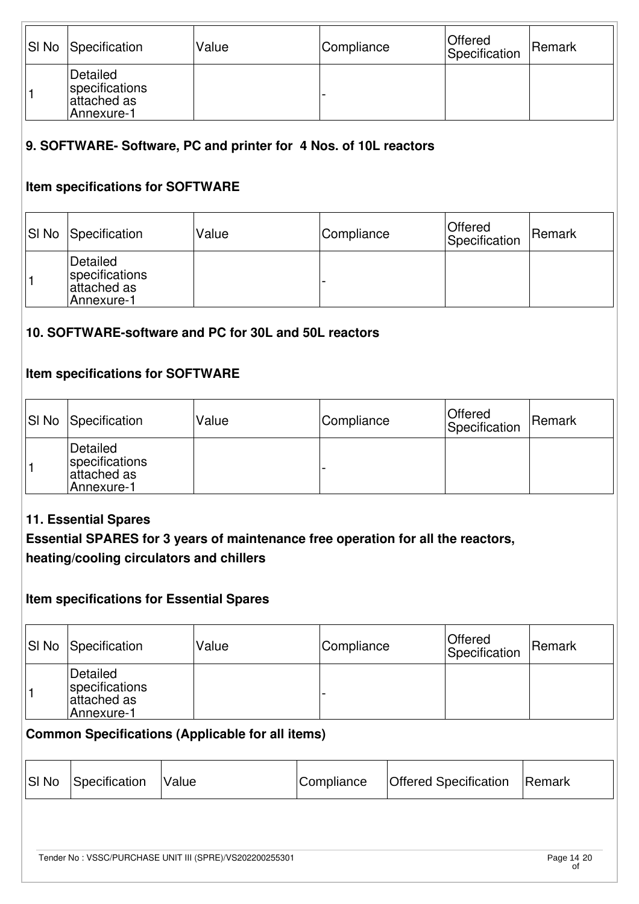| Sl No | Specification | Value | Compliance | Offered Specification | Remark |
|---|---|---|---|---|---|
| 1 | Detailed specifications attached as Annexure-1 | | - | | |

### 9. SOFTWARE- Software, PC and printer for 4 Nos. of 10L reactors

### Item specifications for SOFTWARE

| Sl No | Specification | Value | Compliance | Offered Specification | Remark |
|---|---|---|---|---|---|
| 1 | Detailed specifications attached as Annexure-1 | | - | | |

### 10. SOFTWARE-software and PC for 30L and 50L reactors

### Item specifications for SOFTWARE

| Sl No | Specification | Value | Compliance | Offered Specification | Remark |
|---|---|---|---|---|---|
| 1 | Detailed specifications attached as Annexure-1 | | - | | |

### 11. Essential Spares

**Essential SPARES for 3 years of maintenance free operation for all the reactors, heating/cooling circulators and chillers**

### Item specifications for Essential Spares

| Sl No | Specification | Value | Compliance | Offered Specification | Remark |
|---|---|---|---|---|---|
| 1 | Detailed specifications attached as Annexure-1 | | - | | |

### Common Specifications (Applicable for all items)

| Sl No | Specification | Value | Compliance | Offered Specification | Remark |
|---|---|---|---|---|---|

Tender No : VSSC/PURCHASE UNIT III (SPRE)/VS202200255301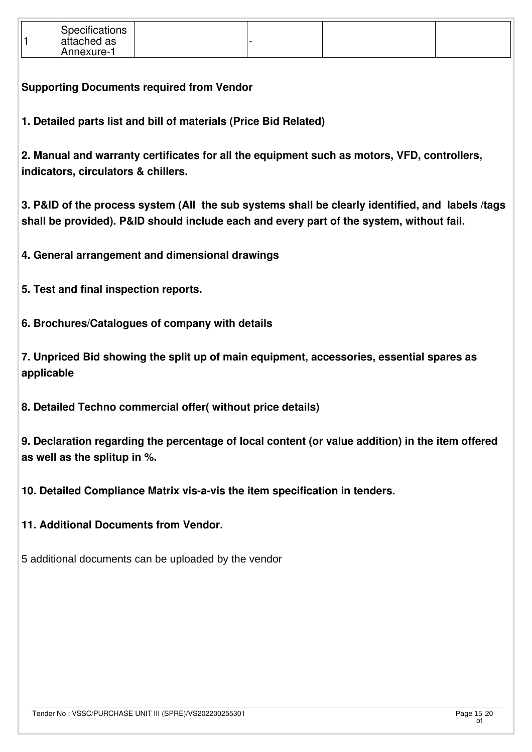| 1 | Specifications attached as Annexure-1 | | - | | |
|---|---|---|---|---|---|

**Supporting Documents required from Vendor**

**1. Detailed parts list and bill of materials (Price Bid Related)**

**2. Manual and warranty certificates for all the equipment such as motors, VFD, controllers, indicators, circulators & chillers.**

**3. P&ID of the process system (All the sub systems shall be clearly identified, and labels /tags shall be provided). P&ID should include each and every part of the system, without fail.**

**4. General arrangement and dimensional drawings**

**5. Test and final inspection reports.**

**6. Brochures/Catalogues of company with details**

**7. Unpriced Bid showing the split up of main equipment, accessories, essential spares as applicable**

**8. Detailed Techno commercial offer( without price details)**

**9. Declaration regarding the percentage of local content (or value addition) in the item offered as well as the splitup in %.**

**10. Detailed Compliance Matrix vis-a-vis the item specification in tenders.**

**11. Additional Documents from Vendor.**

5 additional documents can be uploaded by the vendor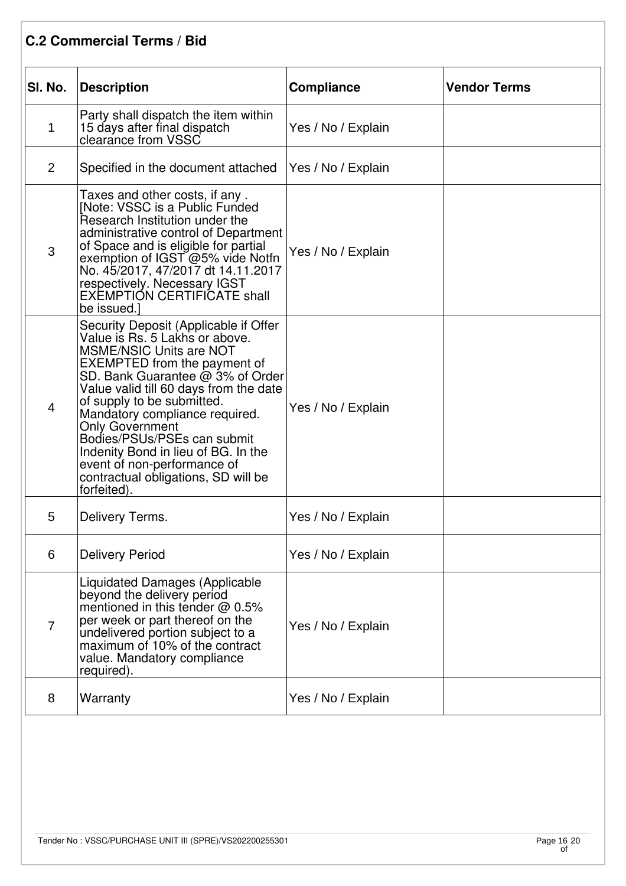## C.2 Commercial Terms / Bid

| Sl. No. | Description | Compliance | Vendor Terms |
|---|---|---|---|
| 1 | Party shall dispatch the item within 15 days after final dispatch clearance from VSSC | Yes / No / Explain | |
| 2 | Specified in the document attached | Yes / No / Explain | |
| 3 | Taxes and other costs, if any . [Note: VSSC is a Public Funded Research Institution under the administrative control of Department of Space and is eligible for partial exemption of IGST @5% vide Notfn No. 45/2017, 47/2017 dt 14.11.2017 respectively. Necessary IGST EXEMPTION CERTIFICATE shall be issued.] | Yes / No / Explain | |
| 4 | Security Deposit (Applicable if Offer Value is Rs. 5 Lakhs or above. MSME/NSIC Units are NOT EXEMPTED from the payment of SD. Bank Guarantee @ 3% of Order Value valid till 60 days from the date of supply to be submitted. Mandatory compliance required. Only Government Bodies/PSUs/PSEs can submit Indenity Bond in lieu of BG. In the event of non-performance of contractual obligations, SD will be forfeited). | Yes / No / Explain | |
| 5 | Delivery Terms. | Yes / No / Explain | |
| 6 | Delivery Period | Yes / No / Explain | |
| 7 | Liquidated Damages (Applicable beyond the delivery period mentioned in this tender @ 0.5% per week or part thereof on the undelivered portion subject to a maximum of 10% of the contract value. Mandatory compliance required). | Yes / No / Explain | |
| 8 | Warranty | Yes / No / Explain | |

Tender No : VSSC/PURCHASE UNIT III (SPRE)/VS202200255301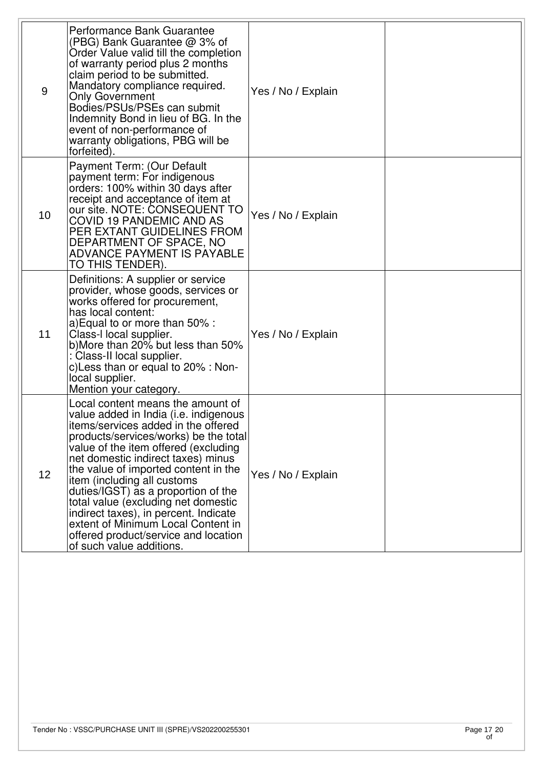| | | | |
|---|---|---|---|
| 9 | Performance Bank Guarantee (PBG) Bank Guarantee @ 3% of Order Value valid till the completion of warranty period plus 2 months claim period to be submitted. Mandatory compliance required. Only Government Bodies/PSUs/PSEs can submit Indemnity Bond in lieu of BG. In the event of non-performance of warranty obligations, PBG will be forfeited). | Yes / No / Explain | |
| 10 | Payment Term: (Our Default payment term: For indigenous orders: 100% within 30 days after receipt and acceptance of item at our site. NOTE: CONSEQUENT TO COVID 19 PANDEMIC AND AS PER EXTANT GUIDELINES FROM DEPARTMENT OF SPACE, NO ADVANCE PAYMENT IS PAYABLE TO THIS TENDER). | Yes / No / Explain | |
| 11 | Definitions: A supplier or service provider, whose goods, services or works offered for procurement, has local content:<br>a)Equal to or more than 50% : Class-I local supplier.<br>b)More than 20% but less than 50% : Class-II local supplier.<br>c)Less than or equal to 20% : Non-local supplier.<br>Mention your category. | Yes / No / Explain | |
| 12 | Local content means the amount of value added in India (i.e. indigenous items/services added in the offered products/services/works) be the total value of the item offered (excluding net domestic indirect taxes) minus the value of imported content in the item (including all customs duties/IGST) as a proportion of the total value (excluding net domestic indirect taxes), in percent. Indicate extent of Minimum Local Content in offered product/service and location of such value additions. | Yes / No / Explain | |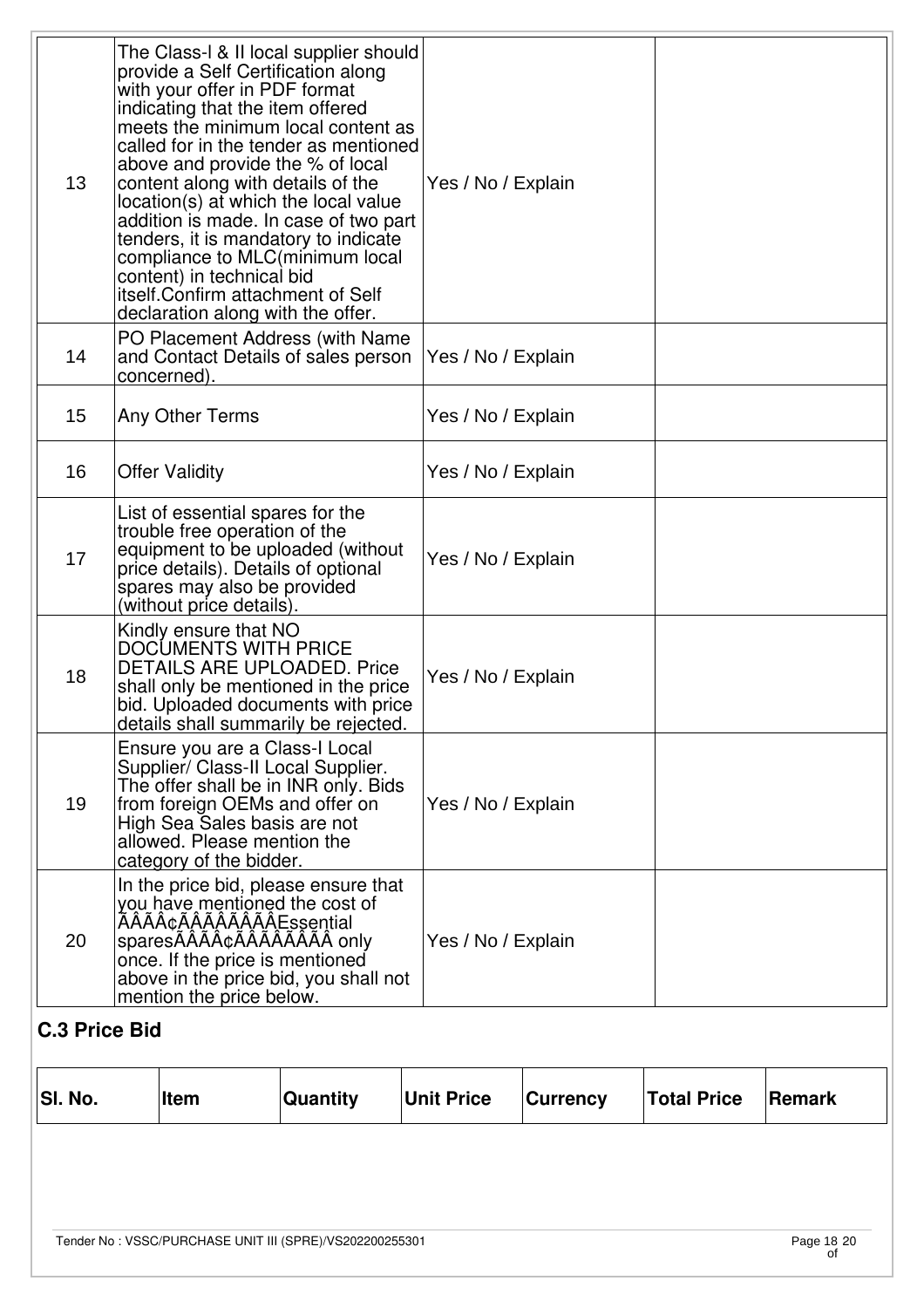| 13 | The Class-I & II local supplier should provide a Self Certification along with your offer in PDF format indicating that the item offered meets the minimum local content as called for in the tender as mentioned above and provide the % of local content along with details of the location(s) at which the local value addition is made. In case of two part tenders, it is mandatory to indicate compliance to MLC(minimum local content) in technical bid itself.Confirm attachment of Self declaration along with the offer. | Yes / No / Explain | |
|---|---|---|---|
| 14 | PO Placement Address (with Name and Contact Details of sales person concerned). | Yes / No / Explain | |
| 15 | Any Other Terms | Yes / No / Explain | |
| 16 | Offer Validity | Yes / No / Explain | |
| 17 | List of essential spares for the trouble free operation of the equipment to be uploaded (without price details). Details of optional spares may also be provided (without price details). | Yes / No / Explain | |
| 18 | Kindly ensure that NO DOCUMENTS WITH PRICE DETAILS ARE UPLOADED. Price shall only be mentioned in the price bid. Uploaded documents with price details shall summarily be rejected. | Yes / No / Explain | |
| 19 | Ensure you are a Class-I Local Supplier/ Class-II Local Supplier. The offer shall be in INR only. Bids from foreign OEMs and offer on High Sea Sales basis are not allowed. Please mention the category of the bidder. | Yes / No / Explain | |
| 20 | In the price bid, please ensure that you have mentioned the cost of ÃÂÃÂ¢ÃÂÃÂÃÂÃÂEssential sparesÃÂÃÂ¢ÃÂÃÂÃÂÃÂ only once. If the price is mentioned above in the price bid, you shall not mention the price below. | Yes / No / Explain | |

## C.3 Price Bid

| Sl. No. | Item | Quantity | Unit Price | Currency | Total Price | Remark |
|---|---|---|---|---|---|---|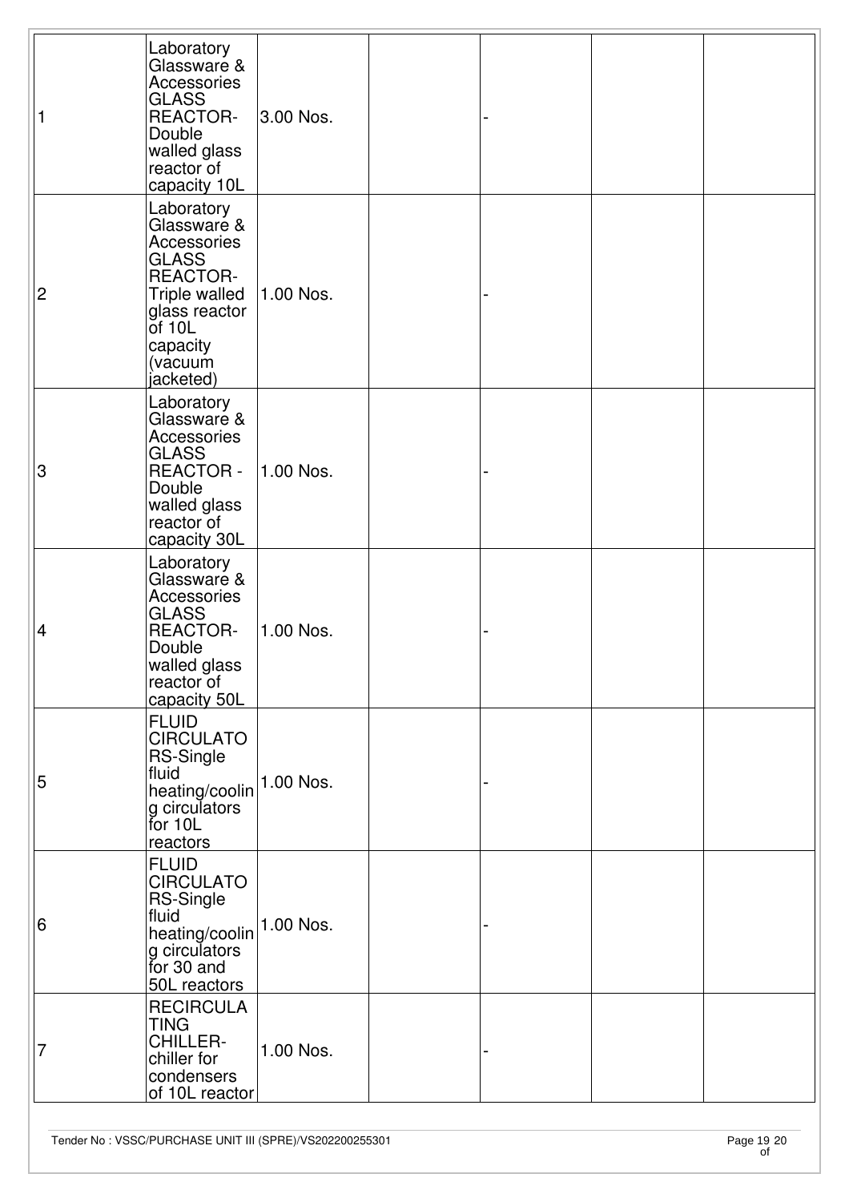|  |  |  |  |  |  |  |
|---|---|---|---|---|---|---|
| 1 | Laboratory Glassware & Accessories GLASS REACTOR- Double walled glass reactor of capacity 10L | 3.00 Nos. |  | - |  |  |
| 2 | Laboratory Glassware & Accessories GLASS REACTOR- Triple walled glass reactor of 10L capacity (vacuum jacketed) | 1.00 Nos. |  | - |  |  |
| 3 | Laboratory Glassware & Accessories GLASS REACTOR - Double walled glass reactor of capacity 30L | 1.00 Nos. |  | - |  |  |
| 4 | Laboratory Glassware & Accessories GLASS REACTOR- Double walled glass reactor of capacity 50L | 1.00 Nos. |  | - |  |  |
| 5 | FLUID CIRCULATORS-Single fluid heating/cooling circulators for 10L reactors | 1.00 Nos. |  | - |  |  |
| 6 | FLUID CIRCULATORS-Single fluid heating/cooling circulators for 30 and 50L reactors | 1.00 Nos. |  | - |  |  |
| 7 | RECIRCULATING CHILLER- chiller for condensers of 10L reactor | 1.00 Nos. |  | - |  |  |

Tender No : VSSC/PURCHASE UNIT III (SPRE)/VS202200255301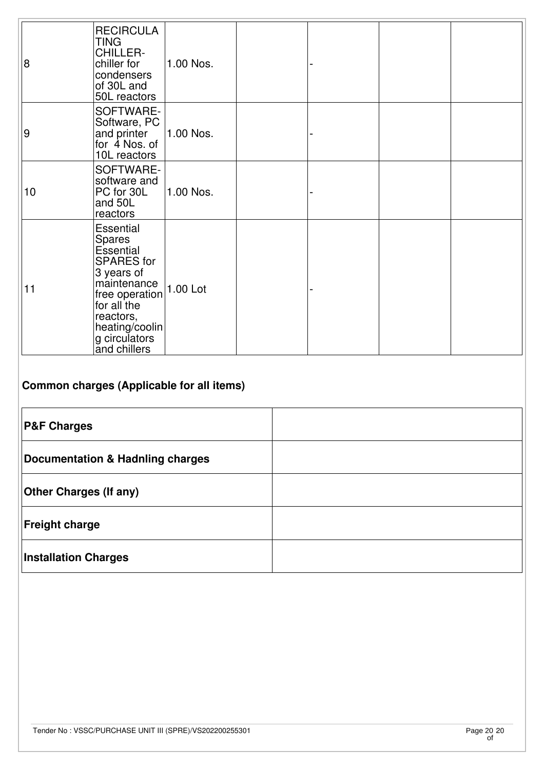| | | | | | | |
|---|---|---|---|---|---|---|
| 8 | RECIRCULATING CHILLER-chiller for condensers of 30L and 50L reactors | 1.00 Nos. | | - | | |
| 9 | SOFTWARE-Software, PC and printer for 4 Nos. of 10L reactors | 1.00 Nos. | | - | | |
| 10 | SOFTWARE-software and PC for 30L and 50L reactors | 1.00 Nos. | | - | | |
| 11 | Essential Spares Essential SPARES for 3 years of maintenance free operation for all the reactors, heating/cooling circulators and chillers | 1.00 Lot | | - | | |

## Common charges (Applicable for all items)

| | |
|---|---|
| **P&F Charges** | |
| **Documentation & Hadnling charges** | |
| **Other Charges (If any)** | |
| **Freight charge** | |
| **Installation Charges** | |

Tender No : VSSC/PURCHASE UNIT III (SPRE)/VS202200255301